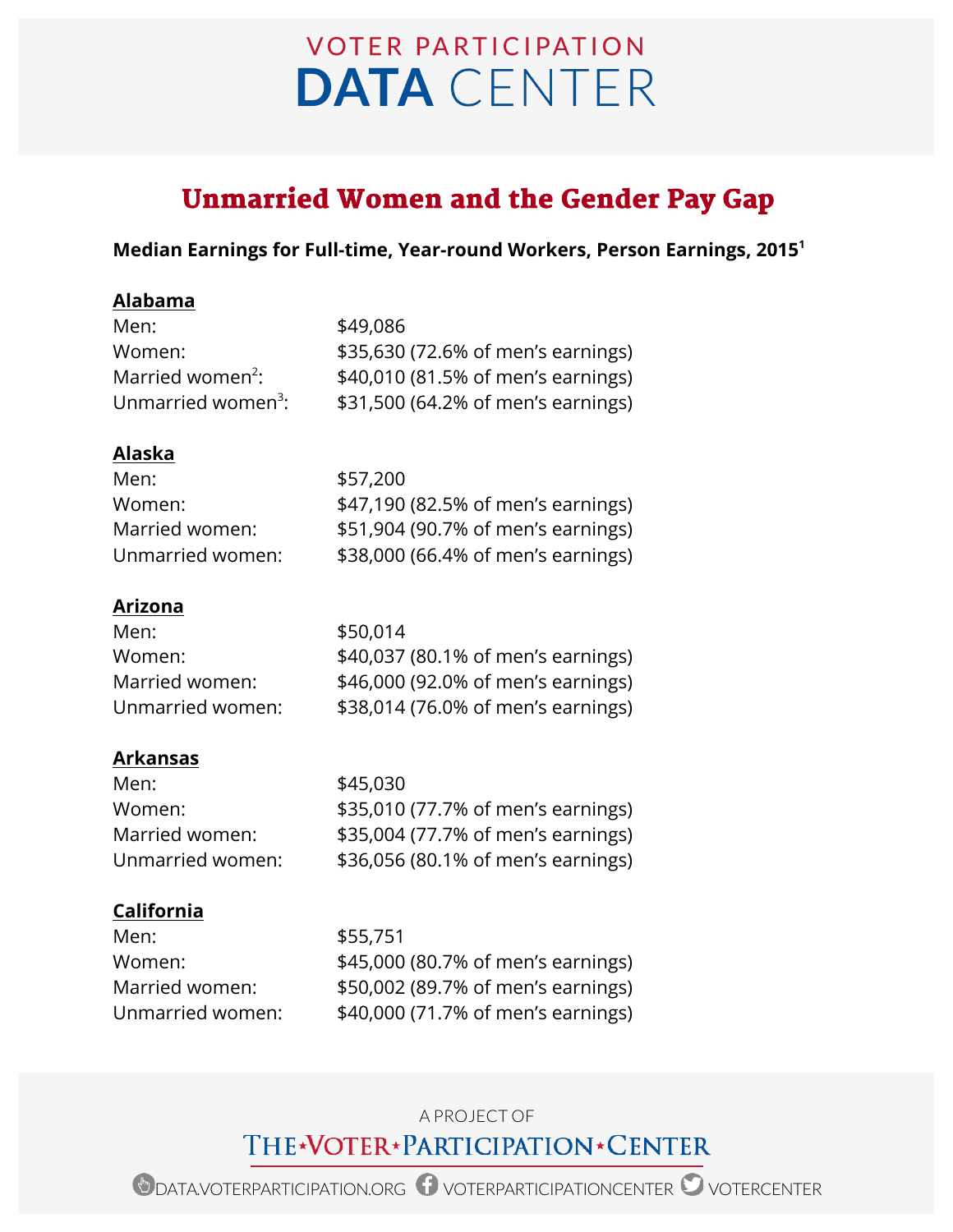# VOTER PARTICIPATION DATA CENTER

## Unmarried Women and the Gender Pay Gap

**Median Earnings for Full-time, Year-round Workers, Person Earnings, 2015[1]**

**Alabama**

Men: $49,086
Women: $35,630 (72.6% of men's earnings)
Married women[2]: $40,010 (81.5% of men's earnings)
Unmarried women[3]: $31,500 (64.2% of men's earnings)

**Alaska**

Men: $57,200
Women: $47,190 (82.5% of men's earnings)
Married women: $51,904 (90.7% of men's earnings)
Unmarried women: $38,000 (66.4% of men's earnings)

**Arizona**

Men: $50,014
Women: $40,037 (80.1% of men's earnings)
Married women: $46,000 (92.0% of men's earnings)
Unmarried women: $38,014 (76.0% of men's earnings)

**Arkansas**

Men: $45,030
Women: $35,010 (77.7% of men's earnings)
Married women: $35,004 (77.7% of men's earnings)
Unmarried women: $36,056 (80.1% of men's earnings)

**California**

Men: $55,751
Women: $45,000 (80.7% of men's earnings)
Married women: $50,002 (89.7% of men's earnings)
Unmarried women: $40,000 (71.7% of men's earnings)

A PROJECT OF
THE VOTER PARTICIPATION CENTER

DATA.VOTERPARTICIPATION.ORG VOTERPARTICIPATIONCENTER VOTERCENTER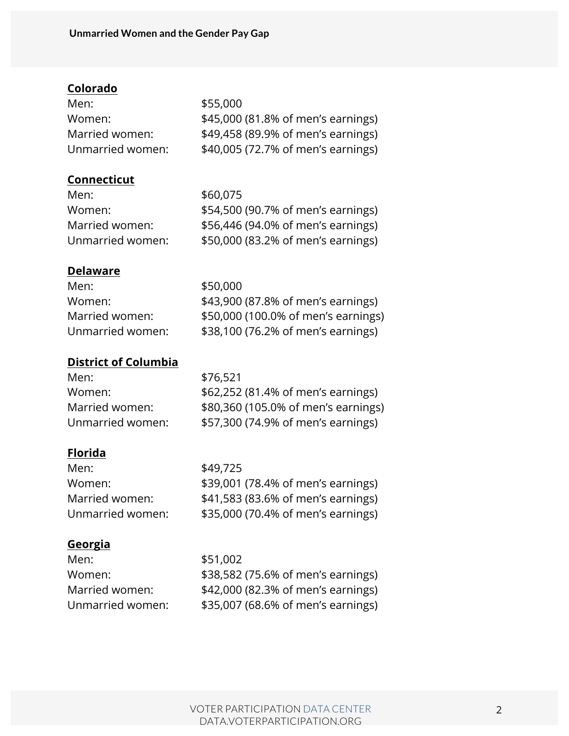**Colorado**

Men: $55,000
Women: $45,000 (81.8% of men's earnings)
Married women: $49,458 (89.9% of men's earnings)
Unmarried women: $40,005 (72.7% of men's earnings)

**Connecticut**

Men: $60,075
Women: $54,500 (90.7% of men's earnings)
Married women: $56,446 (94.0% of men's earnings)
Unmarried women: $50,000 (83.2% of men's earnings)

**Delaware**

Men: $50,000
Women: $43,900 (87.8% of men's earnings)
Married women: $50,000 (100.0% of men's earnings)
Unmarried women: $38,100 (76.2% of men's earnings)

**District of Columbia**

Men: $76,521
Women: $62,252 (81.4% of men's earnings)
Married women: $80,360 (105.0% of men's earnings)
Unmarried women: $57,300 (74.9% of men's earnings)

**Florida**

Men: $49,725
Women: $39,001 (78.4% of men's earnings)
Married women: $41,583 (83.6% of men's earnings)
Unmarried women: $35,000 (70.4% of men's earnings)

**Georgia**

Men: $51,002
Women: $38,582 (75.6% of men's earnings)
Married women: $42,000 (82.3% of men's earnings)
Unmarried women: $35,007 (68.6% of men's earnings)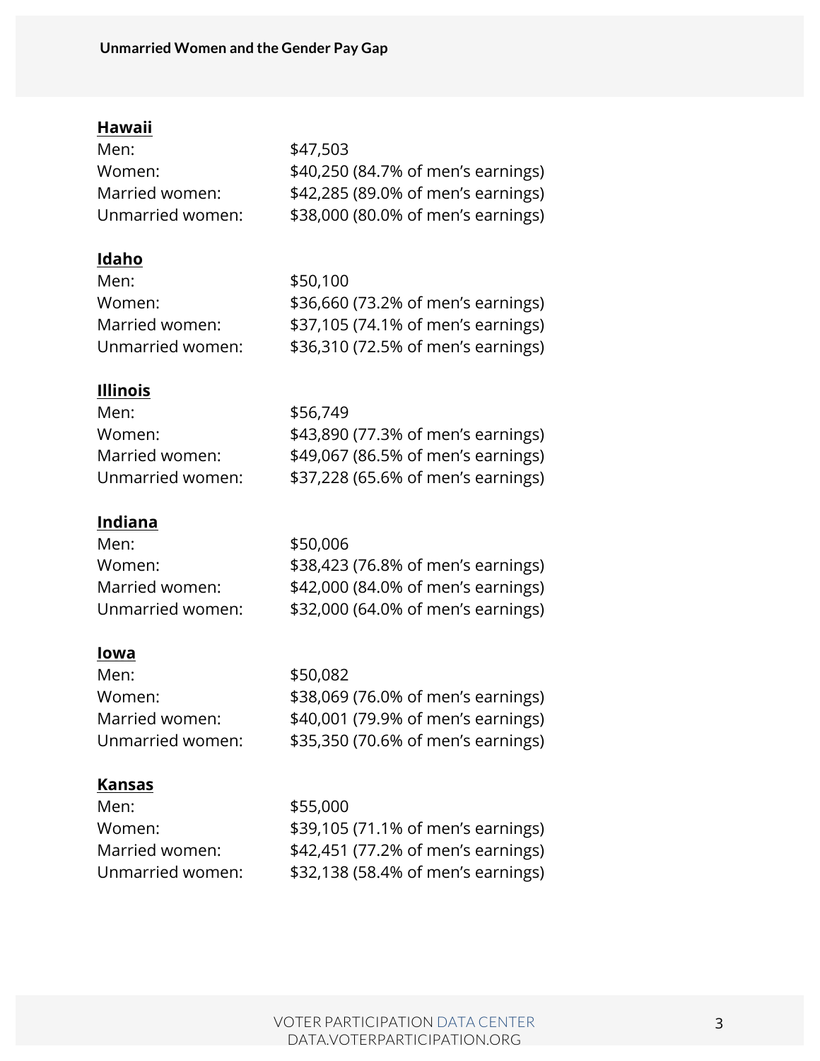**Hawaii**

| | |
|---|---|
| Men: | $47,503 |
| Women: | $40,250 (84.7% of men's earnings) |
| Married women: | $42,285 (89.0% of men's earnings) |
| Unmarried women: | $38,000 (80.0% of men's earnings) |

**Idaho**

| | |
|---|---|
| Men: | $50,100 |
| Women: | $36,660 (73.2% of men's earnings) |
| Married women: | $37,105 (74.1% of men's earnings) |
| Unmarried women: | $36,310 (72.5% of men's earnings) |

**Illinois**

| | |
|---|---|
| Men: | $56,749 |
| Women: | $43,890 (77.3% of men's earnings) |
| Married women: | $49,067 (86.5% of men's earnings) |
| Unmarried women: | $37,228 (65.6% of men's earnings) |

**Indiana**

| | |
|---|---|
| Men: | $50,006 |
| Women: | $38,423 (76.8% of men's earnings) |
| Married women: | $42,000 (84.0% of men's earnings) |
| Unmarried women: | $32,000 (64.0% of men's earnings) |

**Iowa**

| | |
|---|---|
| Men: | $50,082 |
| Women: | $38,069 (76.0% of men's earnings) |
| Married women: | $40,001 (79.9% of men's earnings) |
| Unmarried women: | $35,350 (70.6% of men's earnings) |

**Kansas**

| | |
|---|---|
| Men: | $55,000 |
| Women: | $39,105 (71.1% of men's earnings) |
| Married women: | $42,451 (77.2% of men's earnings) |
| Unmarried women: | $32,138 (58.4% of men's earnings) |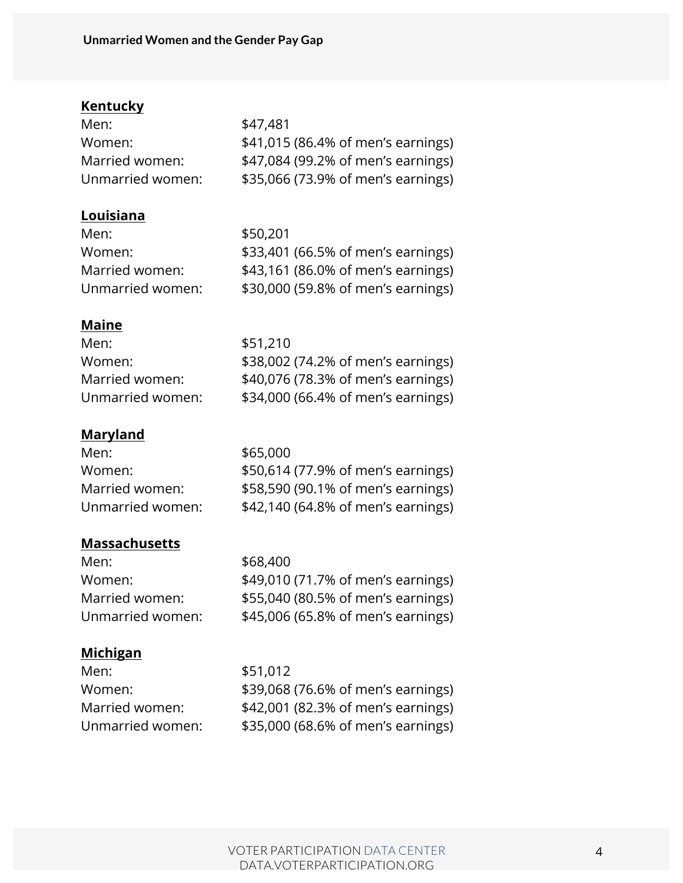**Kentucky**

Men: $47,481
Women: $41,015 (86.4% of men's earnings)
Married women: $47,084 (99.2% of men's earnings)
Unmarried women: $35,066 (73.9% of men's earnings)

**Louisiana**

Men: $50,201
Women: $33,401 (66.5% of men's earnings)
Married women: $43,161 (86.0% of men's earnings)
Unmarried women: $30,000 (59.8% of men's earnings)

**Maine**

Men: $51,210
Women: $38,002 (74.2% of men's earnings)
Married women: $40,076 (78.3% of men's earnings)
Unmarried women: $34,000 (66.4% of men's earnings)

**Maryland**

Men: $65,000
Women: $50,614 (77.9% of men's earnings)
Married women: $58,590 (90.1% of men's earnings)
Unmarried women: $42,140 (64.8% of men's earnings)

**Massachusetts**

Men: $68,400
Women: $49,010 (71.7% of men's earnings)
Married women: $55,040 (80.5% of men's earnings)
Unmarried women: $45,006 (65.8% of men's earnings)

**Michigan**

Men: $51,012
Women: $39,068 (76.6% of men's earnings)
Married women: $42,001 (82.3% of men's earnings)
Unmarried women: $35,000 (68.6% of men's earnings)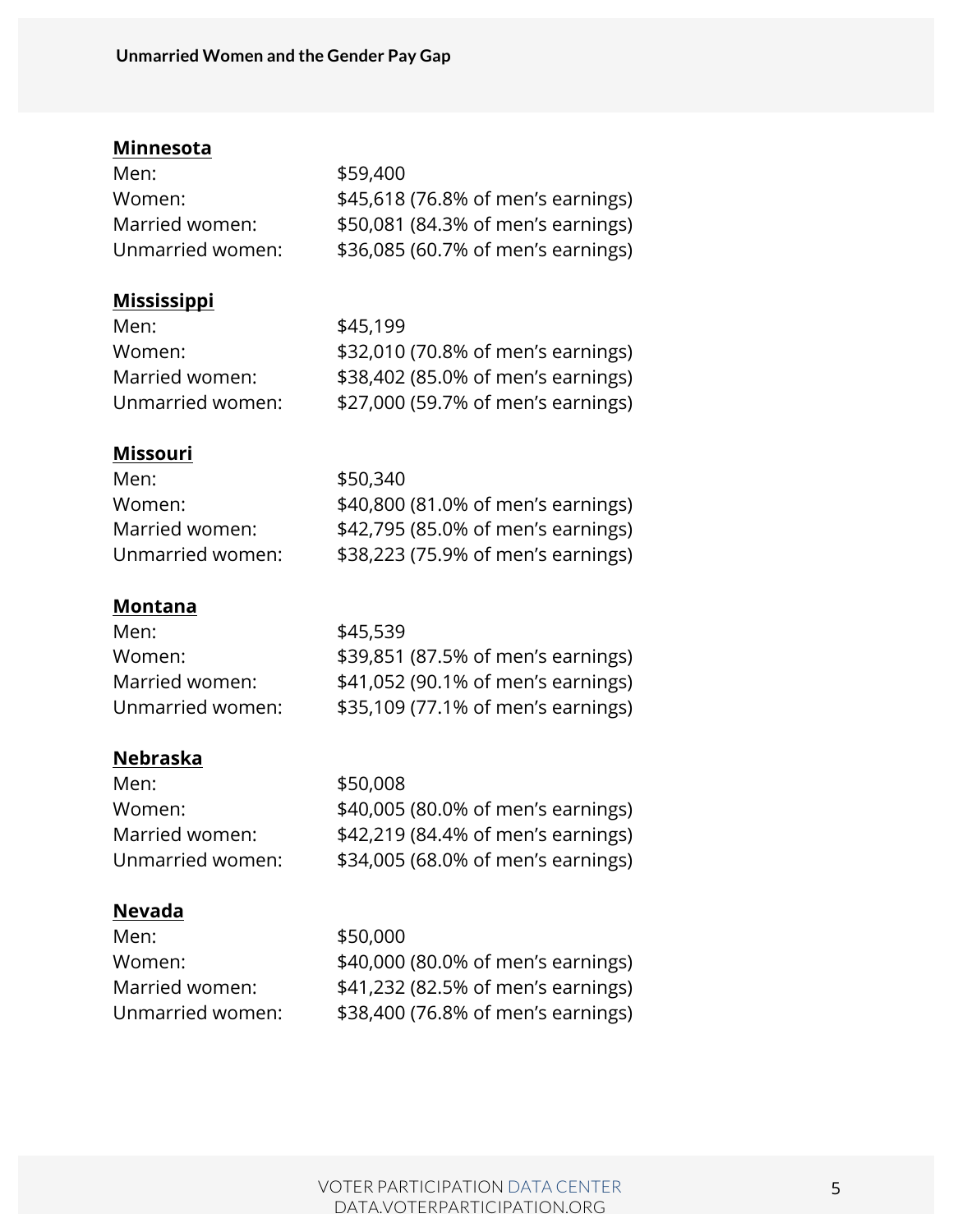**Minnesota**

Men: $59,400
Women: $45,618 (76.8% of men's earnings)
Married women: $50,081 (84.3% of men's earnings)
Unmarried women: $36,085 (60.7% of men's earnings)

**Mississippi**

Men: $45,199
Women: $32,010 (70.8% of men's earnings)
Married women: $38,402 (85.0% of men's earnings)
Unmarried women: $27,000 (59.7% of men's earnings)

**Missouri**

Men: $50,340
Women: $40,800 (81.0% of men's earnings)
Married women: $42,795 (85.0% of men's earnings)
Unmarried women: $38,223 (75.9% of men's earnings)

**Montana**

Men: $45,539
Women: $39,851 (87.5% of men's earnings)
Married women: $41,052 (90.1% of men's earnings)
Unmarried women: $35,109 (77.1% of men's earnings)

**Nebraska**

Men: $50,008
Women: $40,005 (80.0% of men's earnings)
Married women: $42,219 (84.4% of men's earnings)
Unmarried women: $34,005 (68.0% of men's earnings)

**Nevada**

Men: $50,000
Women: $40,000 (80.0% of men's earnings)
Married women: $41,232 (82.5% of men's earnings)
Unmarried women: $38,400 (76.8% of men's earnings)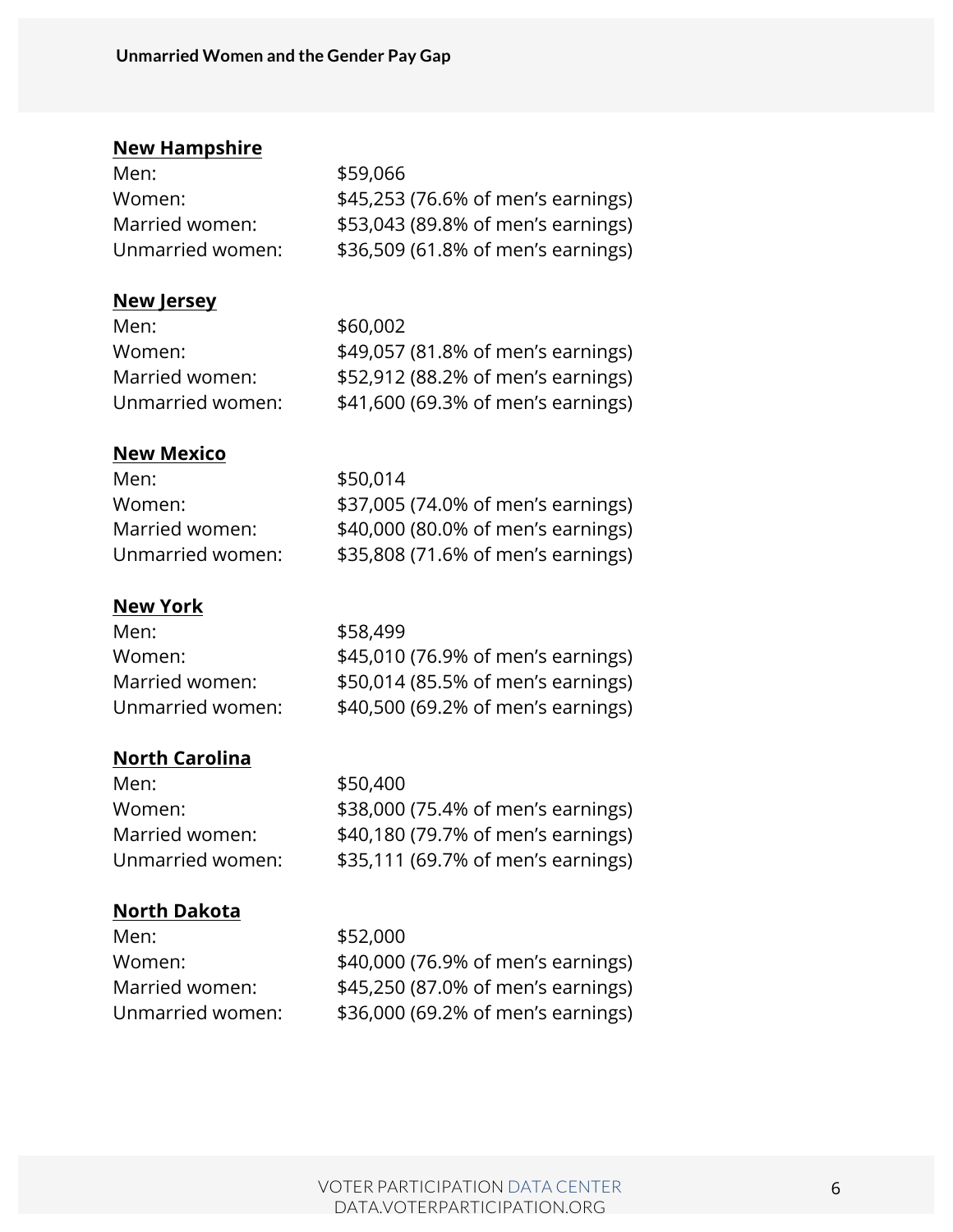**New Hampshire**

Men: $59,066
Women: $45,253 (76.6% of men's earnings)
Married women: $53,043 (89.8% of men's earnings)
Unmarried women: $36,509 (61.8% of men's earnings)

**New Jersey**

Men: $60,002
Women: $49,057 (81.8% of men's earnings)
Married women: $52,912 (88.2% of men's earnings)
Unmarried women: $41,600 (69.3% of men's earnings)

**New Mexico**

Men: $50,014
Women: $37,005 (74.0% of men's earnings)
Married women: $40,000 (80.0% of men's earnings)
Unmarried women: $35,808 (71.6% of men's earnings)

**New York**

Men: $58,499
Women: $45,010 (76.9% of men's earnings)
Married women: $50,014 (85.5% of men's earnings)
Unmarried women: $40,500 (69.2% of men's earnings)

**North Carolina**

Men: $50,400
Women: $38,000 (75.4% of men's earnings)
Married women: $40,180 (79.7% of men's earnings)
Unmarried women: $35,111 (69.7% of men's earnings)

**North Dakota**

Men: $52,000
Women: $40,000 (76.9% of men's earnings)
Married women: $45,250 (87.0% of men's earnings)
Unmarried women: $36,000 (69.2% of men's earnings)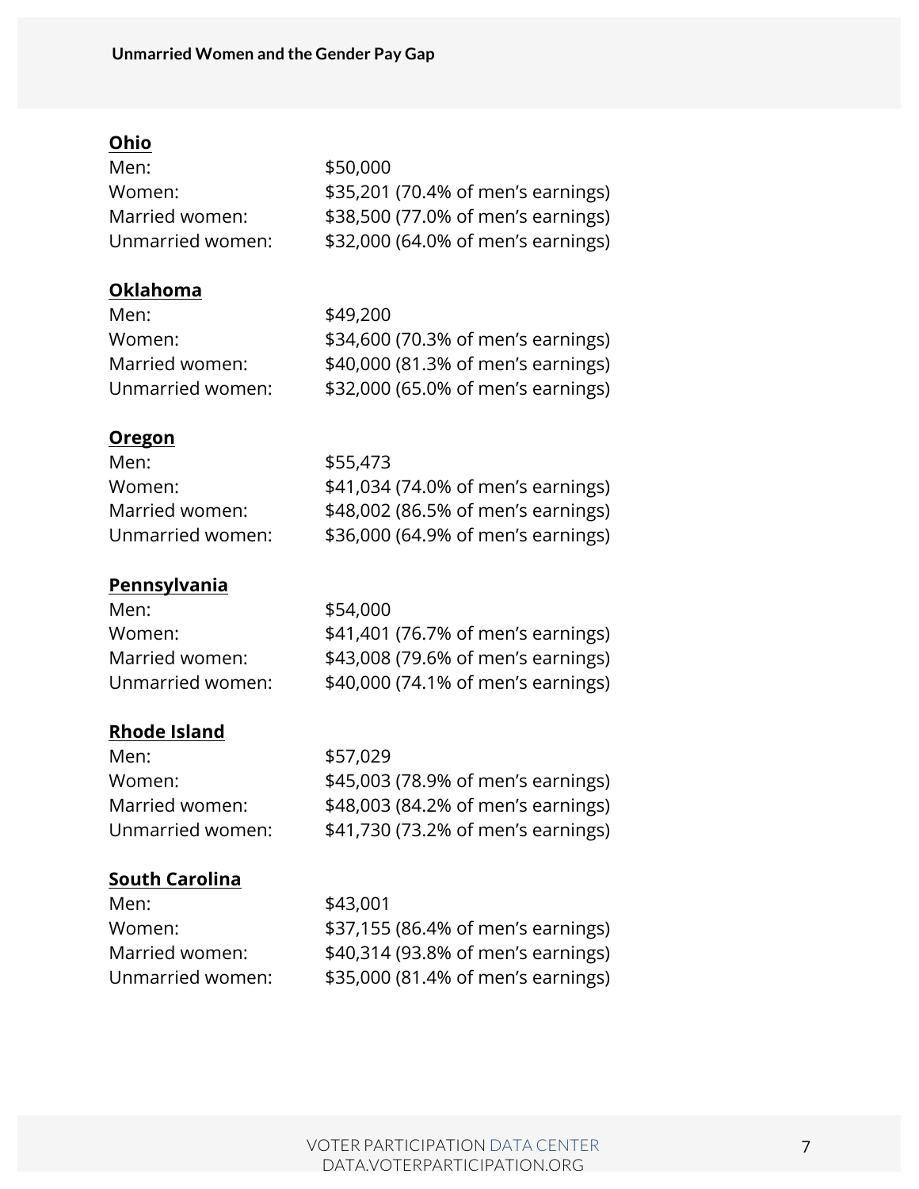**Ohio**

| | |
|---|---|
| Men: | $50,000 |
| Women: | $35,201 (70.4% of men's earnings) |
| Married women: | $38,500 (77.0% of men's earnings) |
| Unmarried women: | $32,000 (64.0% of men's earnings) |

**Oklahoma**

| | |
|---|---|
| Men: | $49,200 |
| Women: | $34,600 (70.3% of men's earnings) |
| Married women: | $40,000 (81.3% of men's earnings) |
| Unmarried women: | $32,000 (65.0% of men's earnings) |

**Oregon**

| | |
|---|---|
| Men: | $55,473 |
| Women: | $41,034 (74.0% of men's earnings) |
| Married women: | $48,002 (86.5% of men's earnings) |
| Unmarried women: | $36,000 (64.9% of men's earnings) |

**Pennsylvania**

| | |
|---|---|
| Men: | $54,000 |
| Women: | $41,401 (76.7% of men's earnings) |
| Married women: | $43,008 (79.6% of men's earnings) |
| Unmarried women: | $40,000 (74.1% of men's earnings) |

**Rhode Island**

| | |
|---|---|
| Men: | $57,029 |
| Women: | $45,003 (78.9% of men's earnings) |
| Married women: | $48,003 (84.2% of men's earnings) |
| Unmarried women: | $41,730 (73.2% of men's earnings) |

**South Carolina**

| | |
|---|---|
| Men: | $43,001 |
| Women: | $37,155 (86.4% of men's earnings) |
| Married women: | $40,314 (93.8% of men's earnings) |
| Unmarried women: | $35,000 (81.4% of men's earnings) |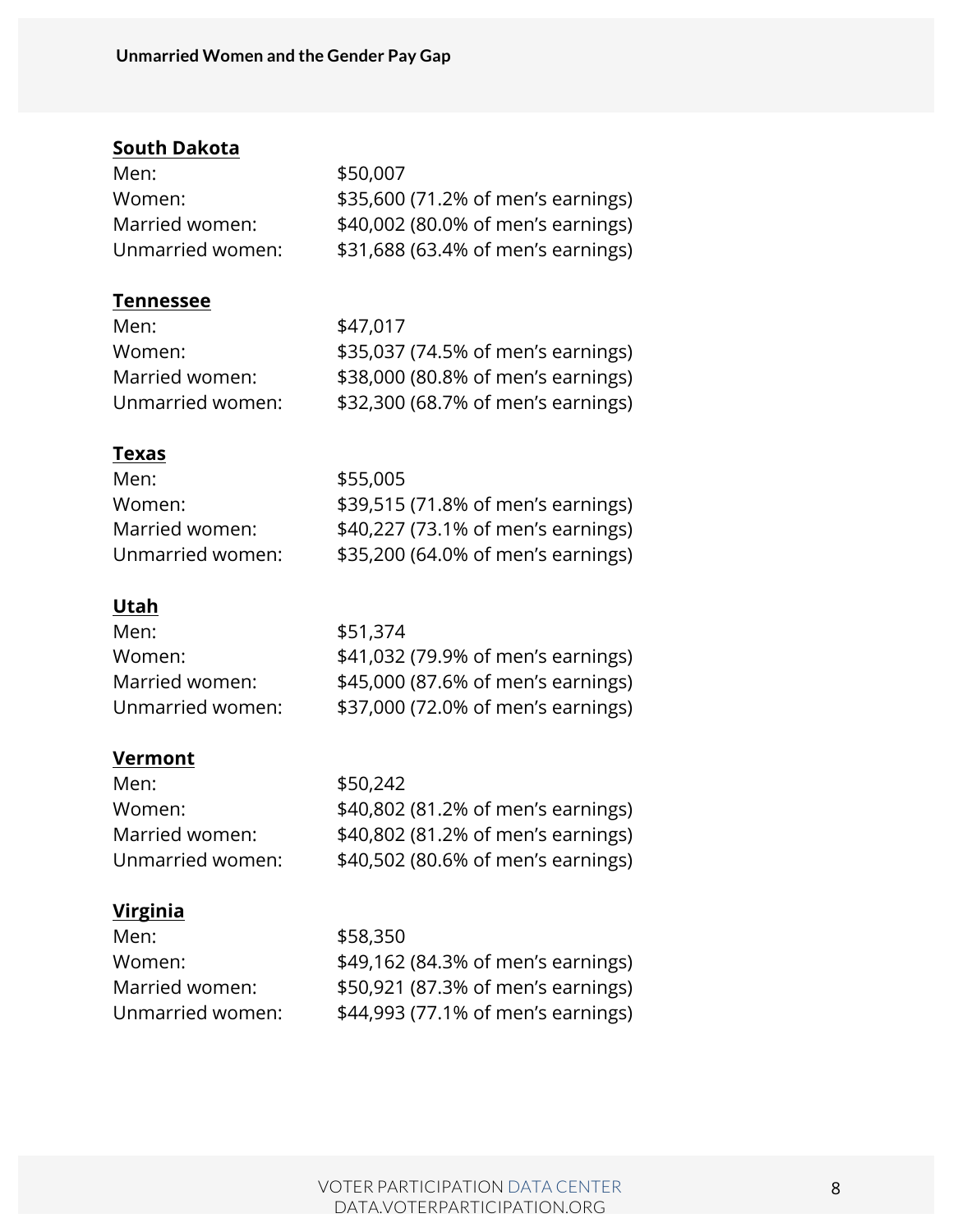**South Dakota**

Men: $50,007
Women: $35,600 (71.2% of men's earnings)
Married women: $40,002 (80.0% of men's earnings)
Unmarried women: $31,688 (63.4% of men's earnings)

**Tennessee**

Men: $47,017
Women: $35,037 (74.5% of men's earnings)
Married women: $38,000 (80.8% of men's earnings)
Unmarried women: $32,300 (68.7% of men's earnings)

**Texas**

Men: $55,005
Women: $39,515 (71.8% of men's earnings)
Married women: $40,227 (73.1% of men's earnings)
Unmarried women: $35,200 (64.0% of men's earnings)

**Utah**

Men: $51,374
Women: $41,032 (79.9% of men's earnings)
Married women: $45,000 (87.6% of men's earnings)
Unmarried women: $37,000 (72.0% of men's earnings)

**Vermont**

Men: $50,242
Women: $40,802 (81.2% of men's earnings)
Married women: $40,802 (81.2% of men's earnings)
Unmarried women: $40,502 (80.6% of men's earnings)

**Virginia**

Men: $58,350
Women: $49,162 (84.3% of men's earnings)
Married women: $50,921 (87.3% of men's earnings)
Unmarried women: $44,993 (77.1% of men's earnings)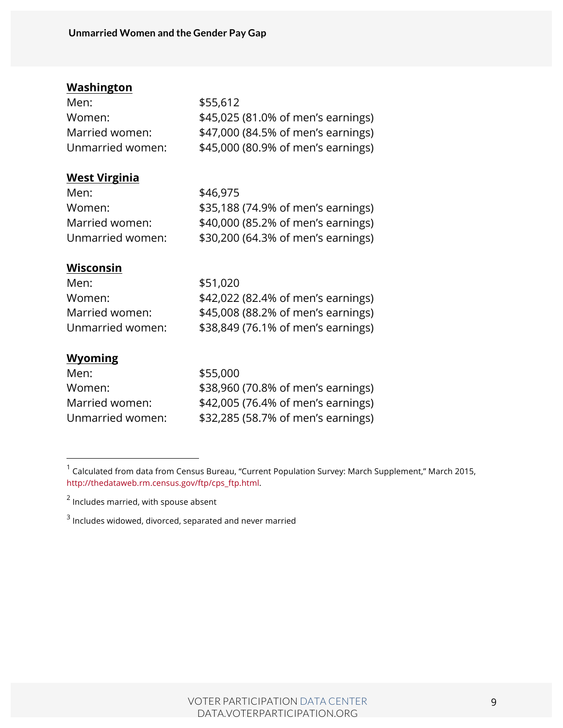**Washington**

| | |
|---|---|
| Men: | $55,612 |
| Women: | $45,025 (81.0% of men's earnings) |
| Married women: | $47,000 (84.5% of men's earnings) |
| Unmarried women: | $45,000 (80.9% of men's earnings) |

**West Virginia**

| | |
|---|---|
| Men: | $46,975 |
| Women: | $35,188 (74.9% of men's earnings) |
| Married women: | $40,000 (85.2% of men's earnings) |
| Unmarried women: | $30,200 (64.3% of men's earnings) |

**Wisconsin**

| | |
|---|---|
| Men: | $51,020 |
| Women: | $42,022 (82.4% of men's earnings) |
| Married women: | $45,008 (88.2% of men's earnings) |
| Unmarried women: | $38,849 (76.1% of men's earnings) |

**Wyoming**

| | |
|---|---|
| Men: | $55,000 |
| Women: | $38,960 (70.8% of men's earnings) |
| Married women: | $42,005 (76.4% of men's earnings) |
| Unmarried women: | $32,285 (58.7% of men's earnings) |

---

[1] Calculated from data from Census Bureau, "Current Population Survey: March Supplement," March 2015, http://thedataweb.rm.census.gov/ftp/cps_ftp.html.

[2] Includes married, with spouse absent

[3] Includes widowed, divorced, separated and never married